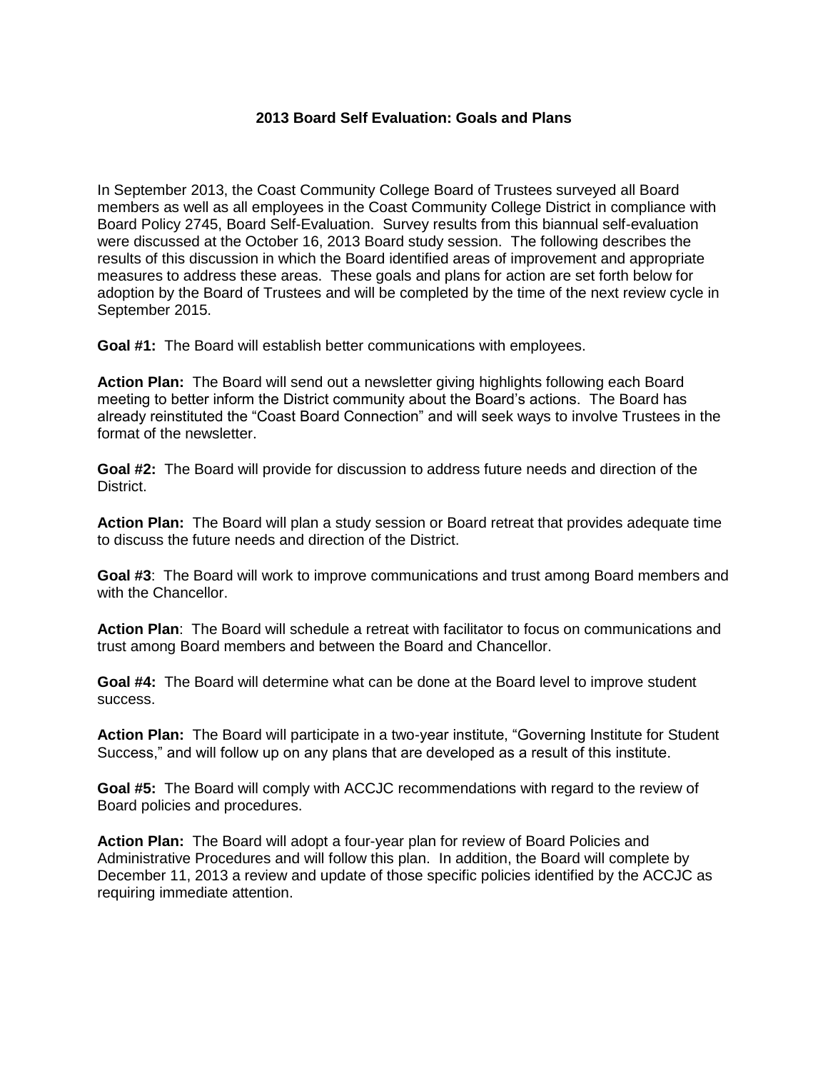# 2013 Board Self Evaluation: Goals and Plans

In September 2013, the Coast Community College Board of Trustees surveyed all Board members as well as all employees in the Coast Community College District in compliance with Board Policy 2745, Board Self-Evaluation. Survey results from this biannual self-evaluation were discussed at the October 16, 2013 Board study session. The following describes the results of this discussion in which the Board identified areas of improvement and appropriate measures to address these areas. These goals and plans for action are set forth below for adoption by the Board of Trustees and will be completed by the time of the next review cycle in September 2015.

**Goal #1:** The Board will establish better communications with employees.

**Action Plan:** The Board will send out a newsletter giving highlights following each Board meeting to better inform the District community about the Board's actions. The Board has already reinstituted the "Coast Board Connection" and will seek ways to involve Trustees in the format of the newsletter.

**Goal #2:** The Board will provide for discussion to address future needs and direction of the District.

**Action Plan:** The Board will plan a study session or Board retreat that provides adequate time to discuss the future needs and direction of the District.

**Goal #3**: The Board will work to improve communications and trust among Board members and with the Chancellor.

**Action Plan**: The Board will schedule a retreat with facilitator to focus on communications and trust among Board members and between the Board and Chancellor.

**Goal #4:** The Board will determine what can be done at the Board level to improve student success.

**Action Plan:** The Board will participate in a two-year institute, "Governing Institute for Student Success," and will follow up on any plans that are developed as a result of this institute.

**Goal #5:** The Board will comply with ACCJC recommendations with regard to the review of Board policies and procedures.

**Action Plan:** The Board will adopt a four-year plan for review of Board Policies and Administrative Procedures and will follow this plan. In addition, the Board will complete by December 11, 2013 a review and update of those specific policies identified by the ACCJC as requiring immediate attention.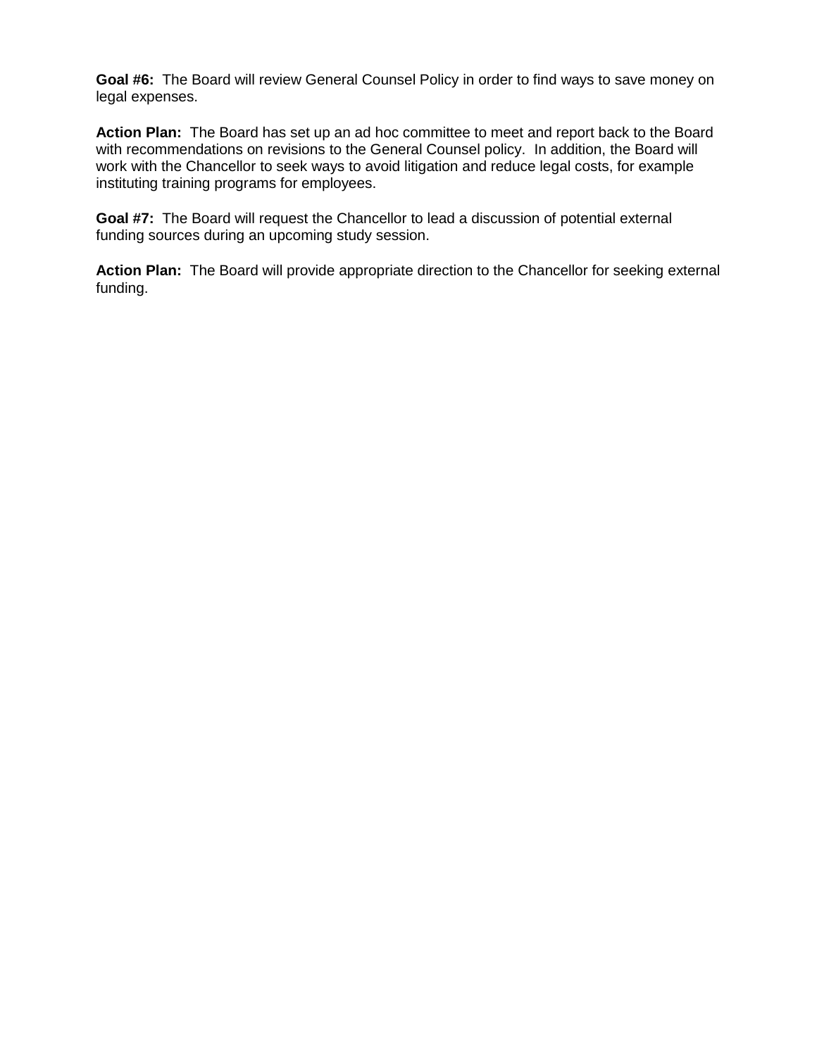**Goal #6:** The Board will review General Counsel Policy in order to find ways to save money on legal expenses.

**Action Plan:** The Board has set up an ad hoc committee to meet and report back to the Board with recommendations on revisions to the General Counsel policy. In addition, the Board will work with the Chancellor to seek ways to avoid litigation and reduce legal costs, for example instituting training programs for employees.

**Goal #7:** The Board will request the Chancellor to lead a discussion of potential external funding sources during an upcoming study session.

**Action Plan:** The Board will provide appropriate direction to the Chancellor for seeking external funding.